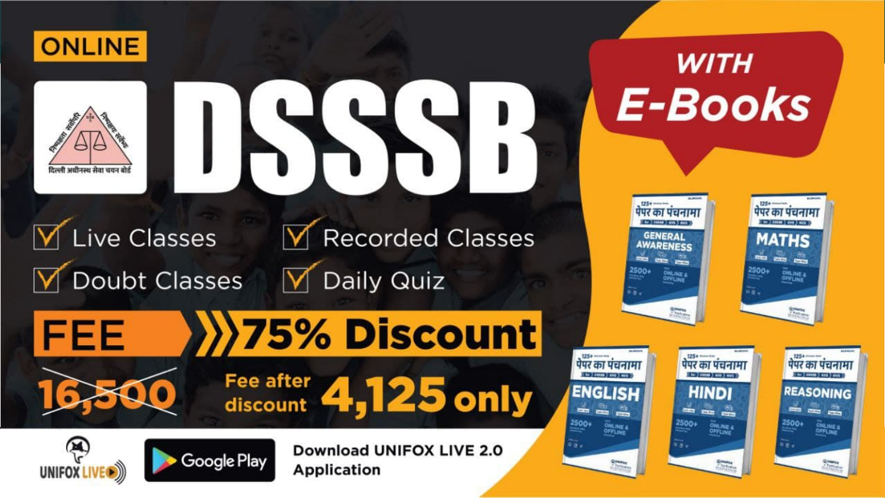ONLINE

दिल्ली अधीनस्थ सेवा चयन बोर्ड

# DSSSB

WITH E-Books

- Live Classes
- Recorded Classes
- Doubt Classes
- Daily Quiz

FEE 75% Discount

~~16,500~~ Fee after discount **4,125 only**

पेपर का पंचनामा – GENERAL AWARENESS

पेपर का पंचनामा – MATHS

पेपर का पंचनामा – ENGLISH

पेपर का पंचनामा – HINDI

पेपर का पंचनामा – REASONING

UNIFOX LIVE

Google Play

Download UNIFOX LIVE 2.0 Application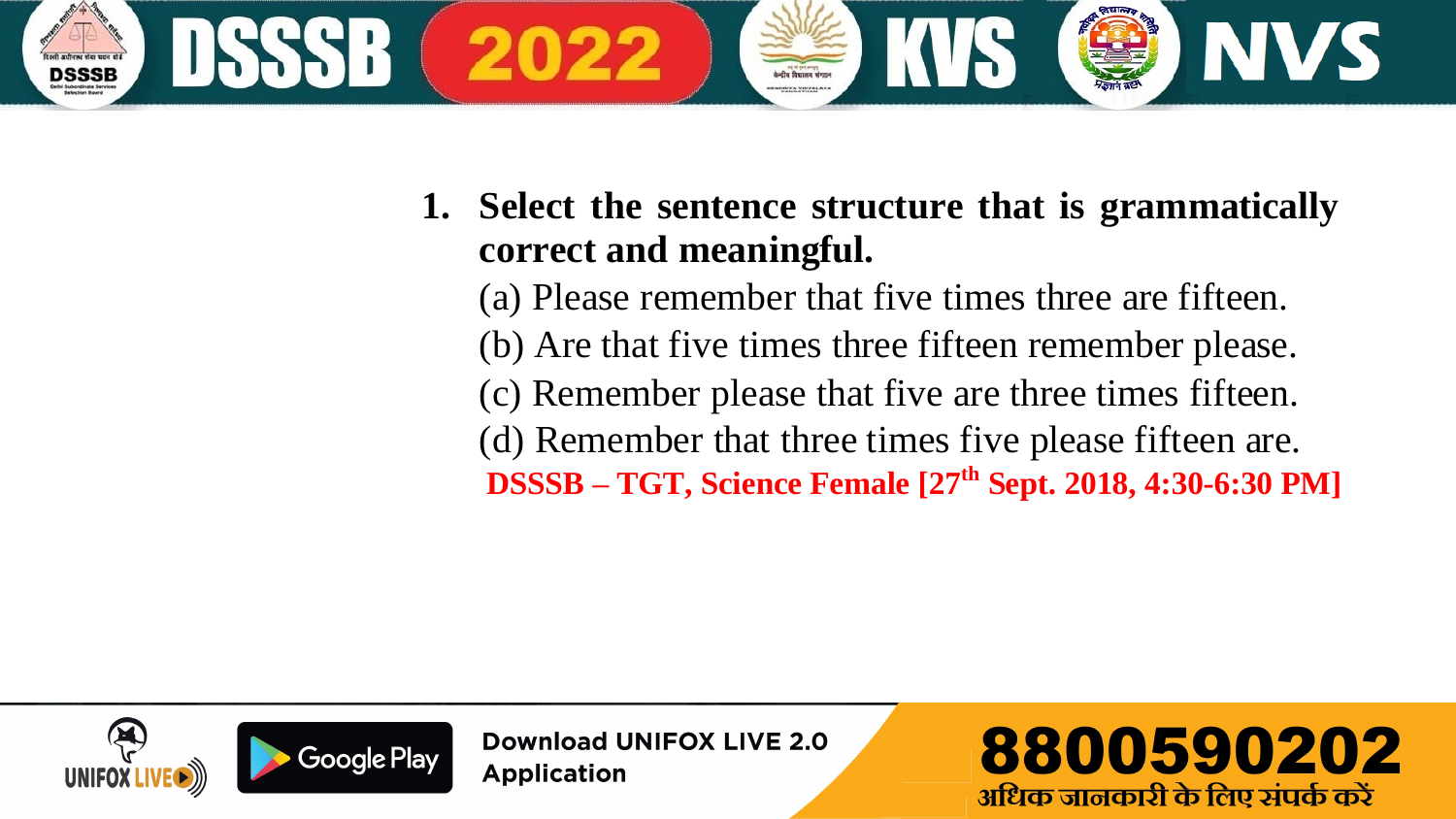1. **Select the sentence structure that is grammatically correct and meaningful.**

   (a) Please remember that five times three are fifteen.

   (b) Are that five times three fifteen remember please.

   (c) Remember please that five are three times fifteen.

   (d) Remember that three times five please fifteen are.

   **DSSSB – TGT, Science Female [27th Sept. 2018, 4:30-6:30 PM]**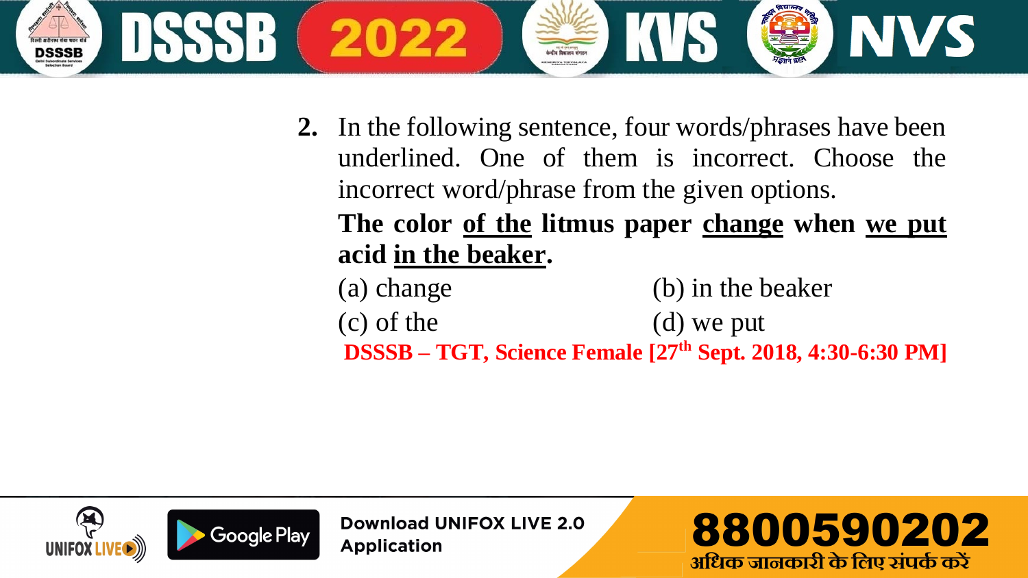**2.** In the following sentence, four words/phrases have been underlined. One of them is incorrect. Choose the incorrect word/phrase from the given options.

**The color <u>of the</u> litmus paper <u>change</u> when <u>we put</u> acid <u>in the beaker</u>.**

(a) change

(b) in the beaker

(c) of the

(d) we put

**DSSSB – TGT, Science Female [27th Sept. 2018, 4:30-6:30 PM]**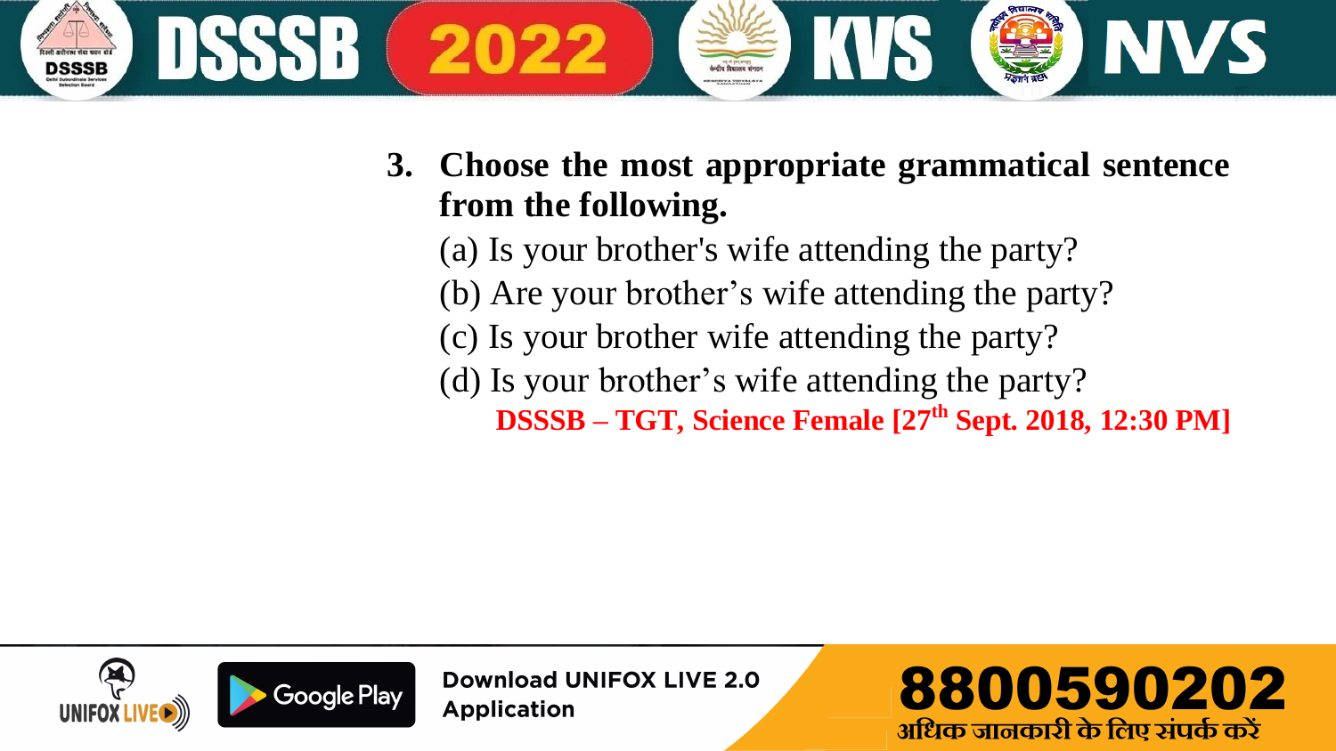**3. Choose the most appropriate grammatical sentence from the following.**

(a) Is your brother's wife attending the party?

(b) Are your brother’s wife attending the party?

(c) Is your brother wife attending the party?

(d) Is your brother’s wife attending the party?

**DSSSB – TGT, Science Female [27th Sept. 2018, 12:30 PM]**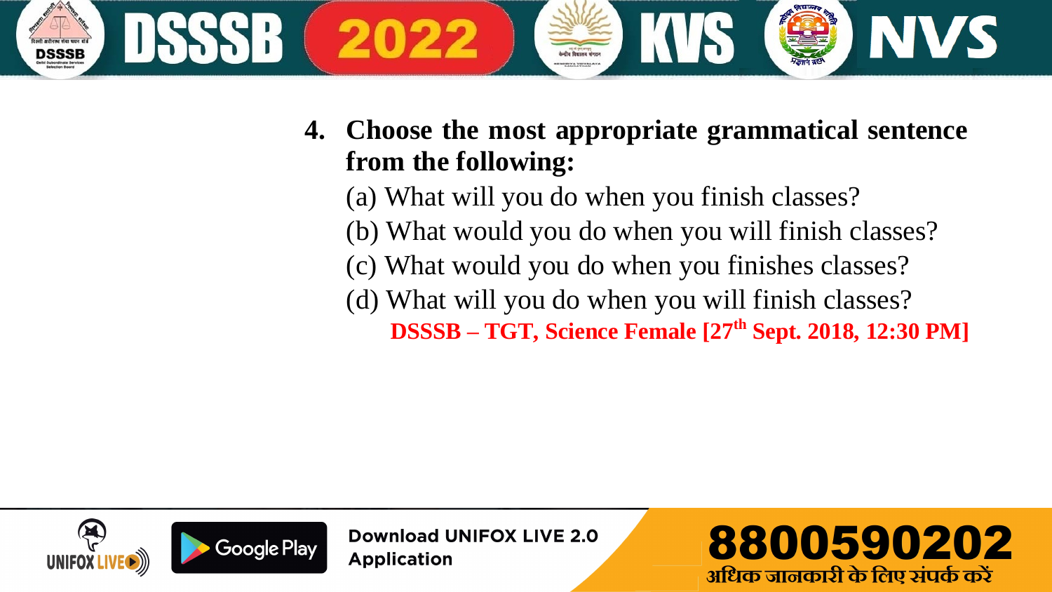4. **Choose the most appropriate grammatical sentence from the following:**

(a) What will you do when you finish classes?

(b) What would you do when you will finish classes?

(c) What would you do when you finishes classes?

(d) What will you do when you will finish classes?

**DSSSB – TGT, Science Female [27th Sept. 2018, 12:30 PM]**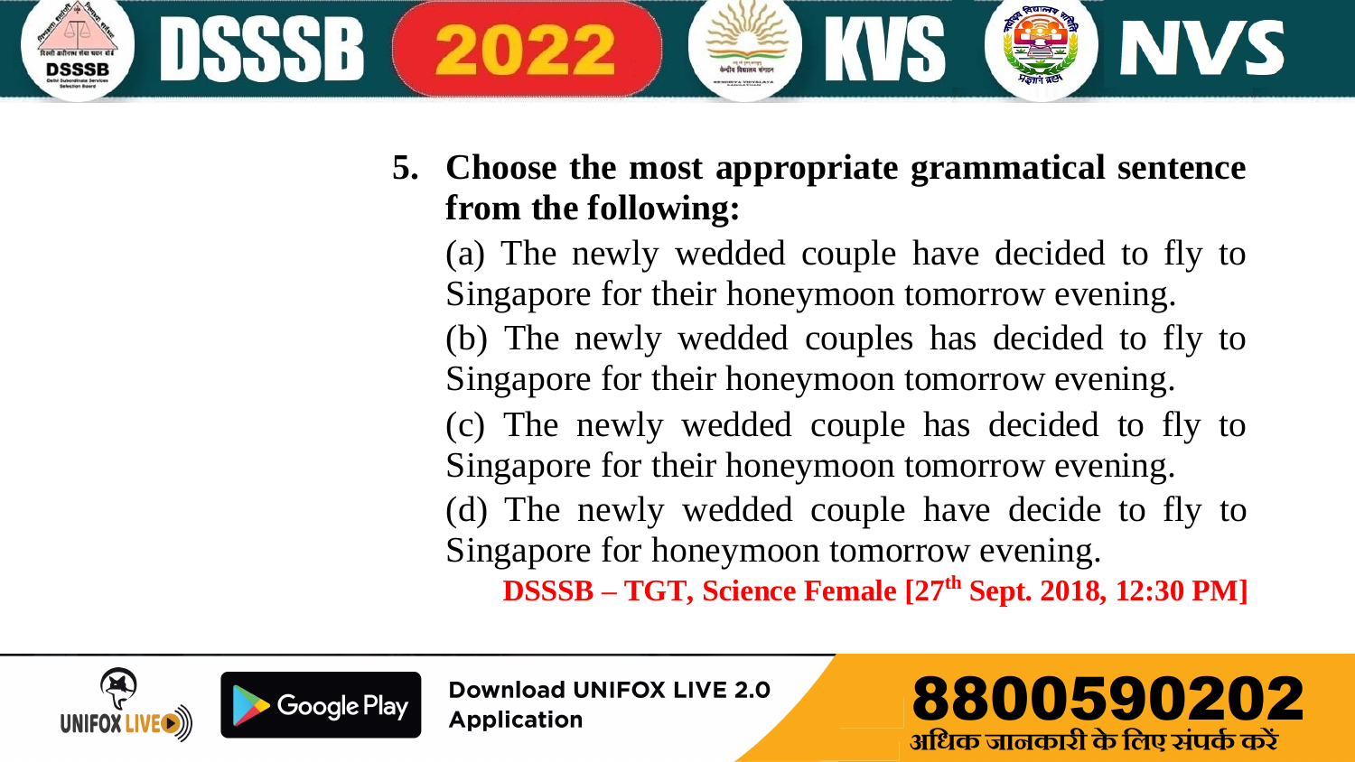**5. Choose the most appropriate grammatical sentence from the following:**

(a) The newly wedded couple have decided to fly to Singapore for their honeymoon tomorrow evening.

(b) The newly wedded couples has decided to fly to Singapore for their honeymoon tomorrow evening.

(c) The newly wedded couple has decided to fly to Singapore for their honeymoon tomorrow evening.

(d) The newly wedded couple have decide to fly to Singapore for honeymoon tomorrow evening.

**DSSSB – TGT, Science Female [27th Sept. 2018, 12:30 PM]**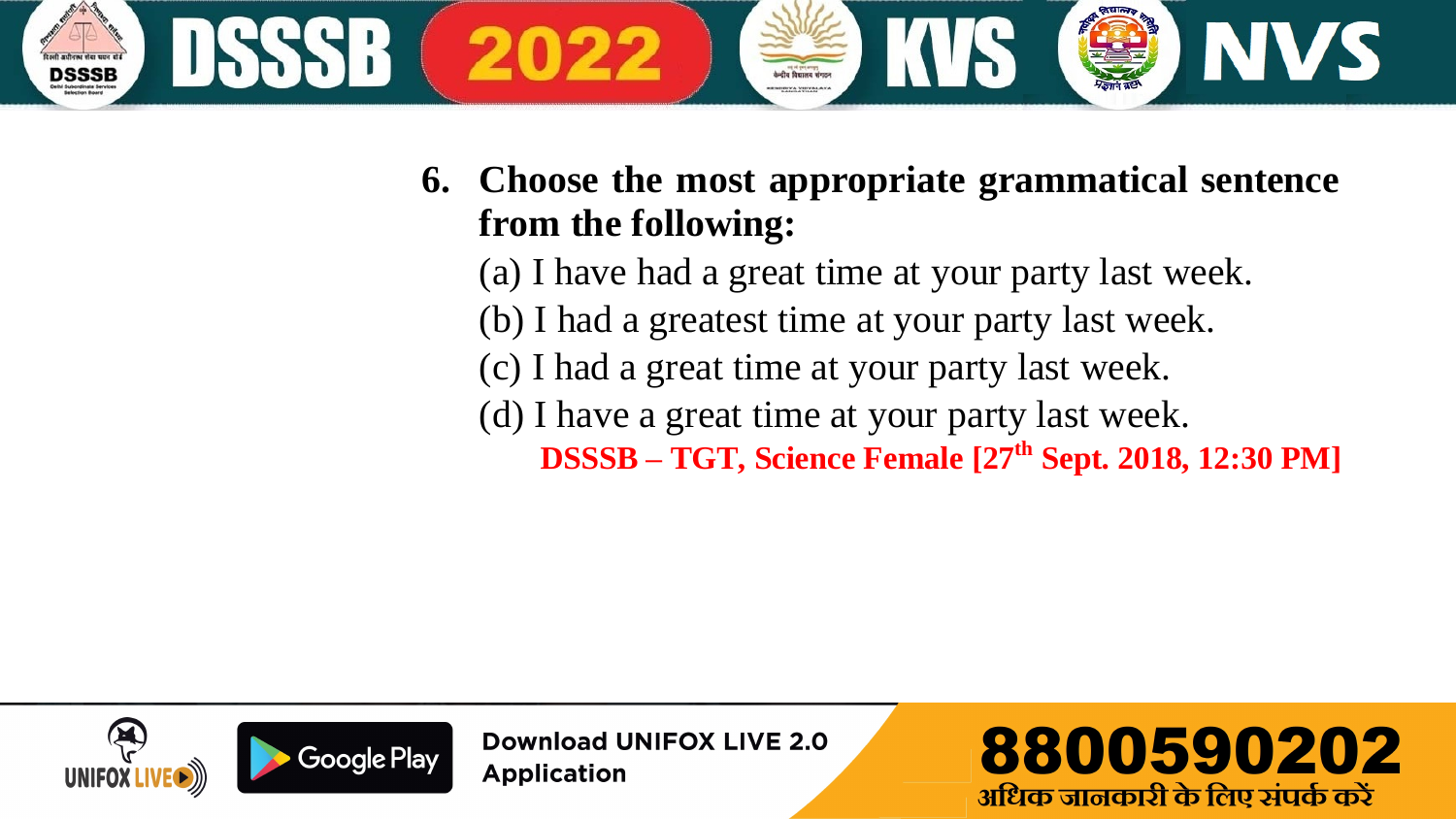**6. Choose the most appropriate grammatical sentence from the following:**

(a) I have had a great time at your party last week.

(b) I had a greatest time at your party last week.

(c) I had a great time at your party last week.

(d) I have a great time at your party last week.

**DSSSB – TGT, Science Female [27th Sept. 2018, 12:30 PM]**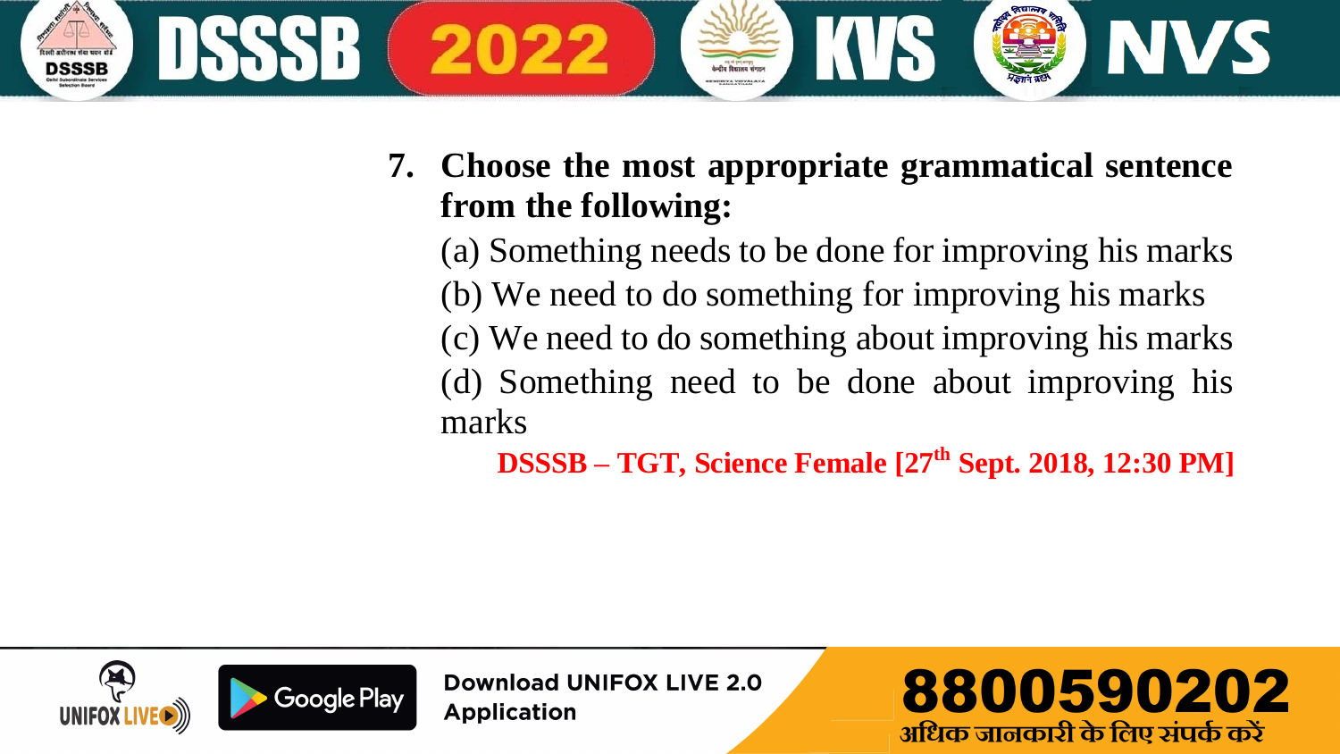**7. Choose the most appropriate grammatical sentence from the following:**

(a) Something needs to be done for improving his marks

(b) We need to do something for improving his marks

(c) We need to do something about improving his marks

(d) Something need to be done about improving his marks

**DSSSB – TGT, Science Female [27th Sept. 2018, 12:30 PM]**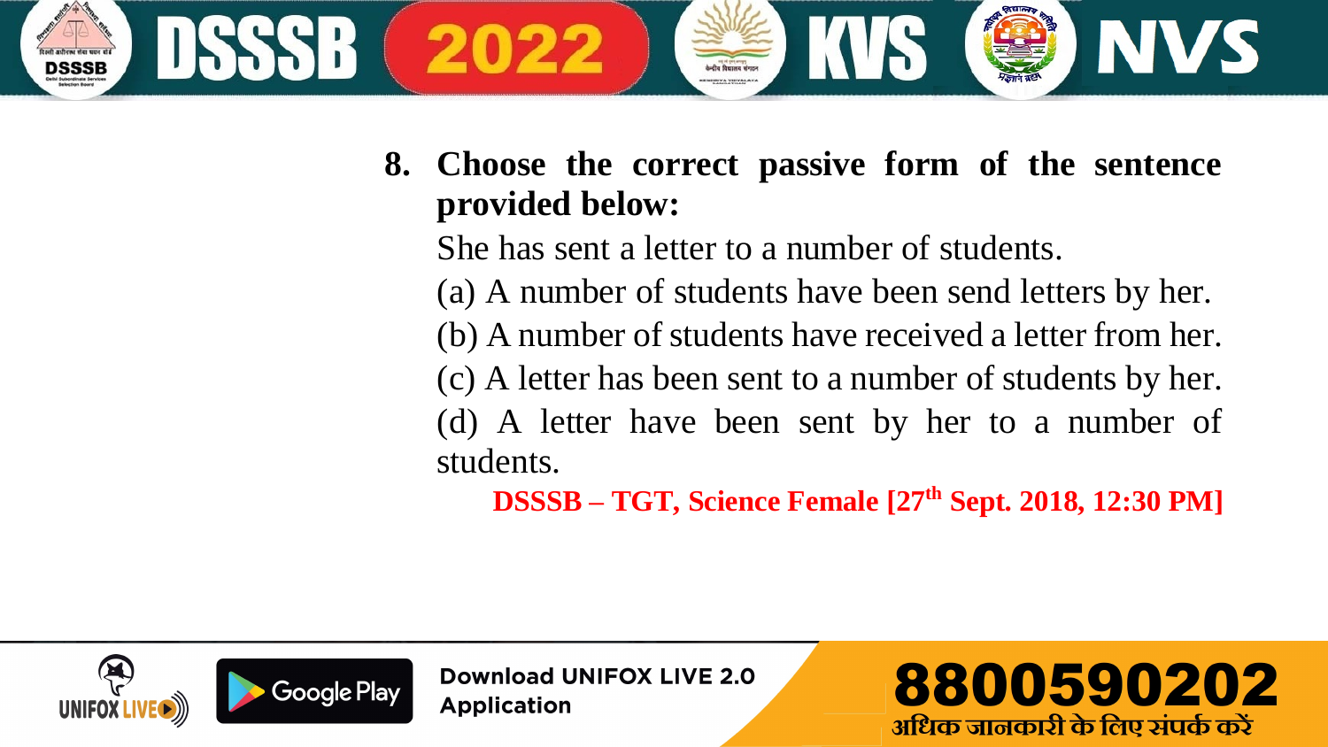**8. Choose the correct passive form of the sentence provided below:**

She has sent a letter to a number of students.

(a) A number of students have been send letters by her.

(b) A number of students have received a letter from her.

(c) A letter has been sent to a number of students by her.

(d) A letter have been sent by her to a number of students.

**DSSSB – TGT, Science Female [27th Sept. 2018, 12:30 PM]**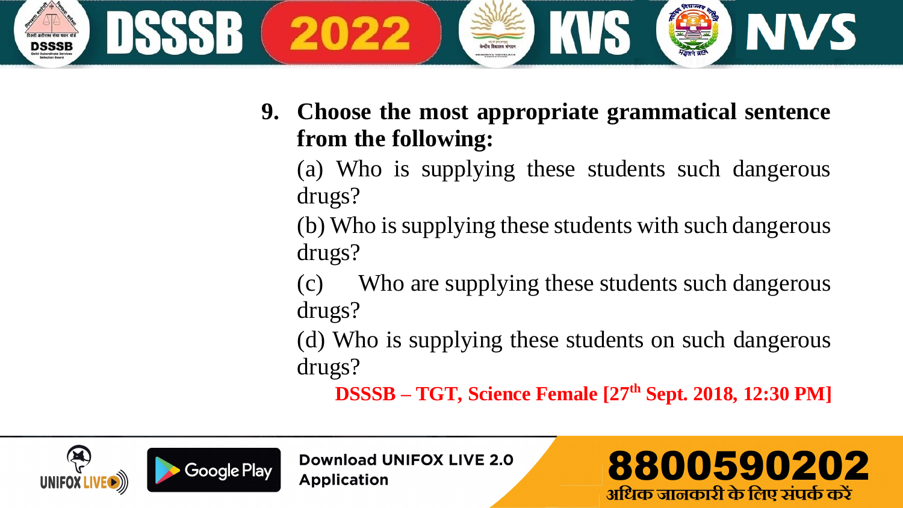9. **Choose the most appropriate grammatical sentence from the following:**

(a) Who is supplying these students such dangerous drugs?

(b) Who is supplying these students with such dangerous drugs?

(c) Who are supplying these students such dangerous drugs?

(d) Who is supplying these students on such dangerous drugs?

**DSSSB – TGT, Science Female [27th Sept. 2018, 12:30 PM]**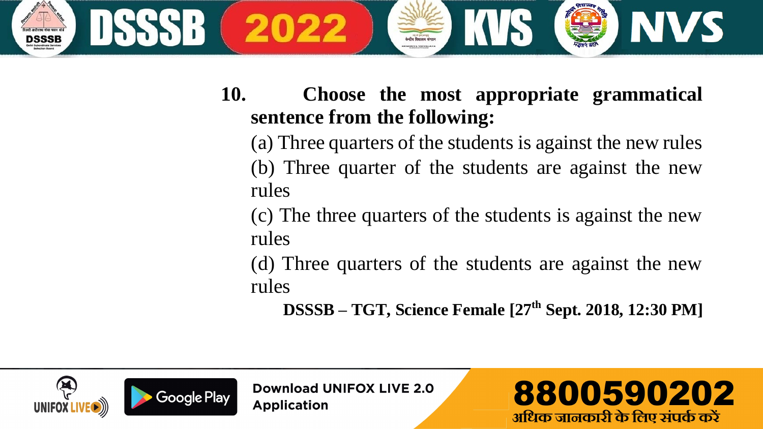**10. Choose the most appropriate grammatical sentence from the following:**

(a) Three quarters of the students is against the new rules

(b) Three quarter of the students are against the new rules

(c) The three quarters of the students is against the new rules

(d) Three quarters of the students are against the new rules

**DSSSB – TGT, Science Female [27th Sept. 2018, 12:30 PM]**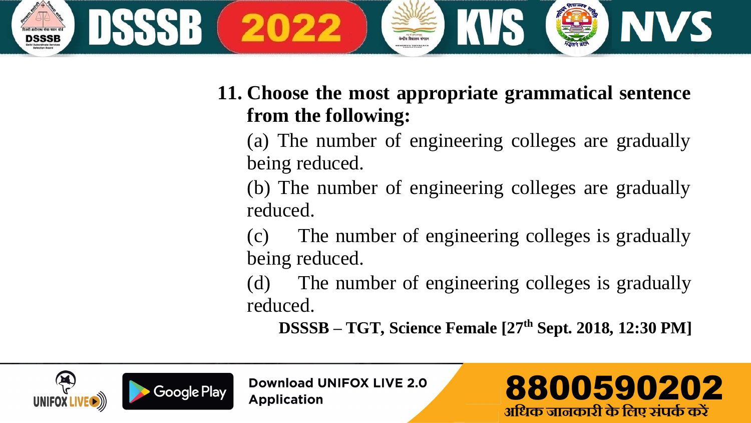**11. Choose the most appropriate grammatical sentence from the following:**

(a) The number of engineering colleges are gradually being reduced.

(b) The number of engineering colleges are gradually reduced.

(c) The number of engineering colleges is gradually being reduced.

(d) The number of engineering colleges is gradually reduced.

**DSSSB – TGT, Science Female [27th Sept. 2018, 12:30 PM]**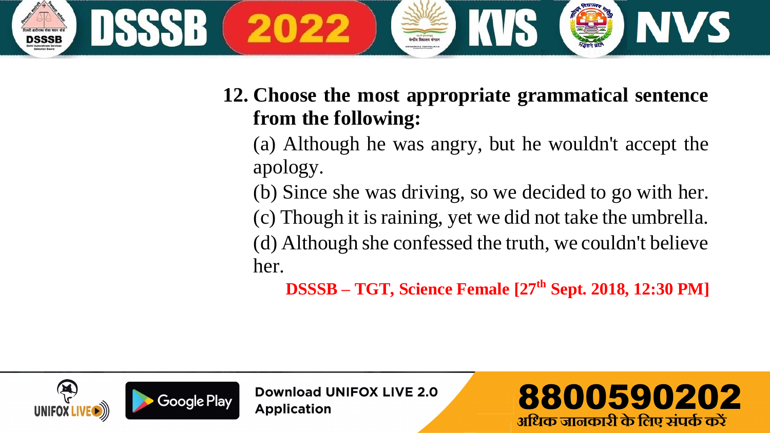**12. Choose the most appropriate grammatical sentence from the following:**

(a) Although he was angry, but he wouldn't accept the apology.

(b) Since she was driving, so we decided to go with her.

(c) Though it is raining, yet we did not take the umbrella.

(d) Although she confessed the truth, we couldn't believe her.

**DSSSB – TGT, Science Female [27th Sept. 2018, 12:30 PM]**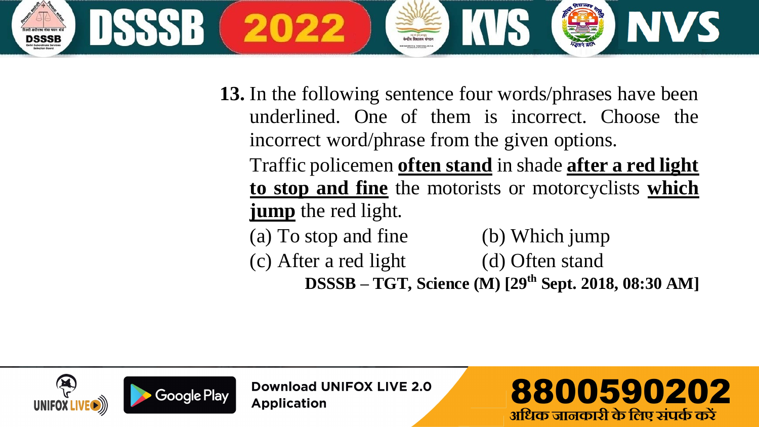**13.** In the following sentence four words/phrases have been underlined. One of them is incorrect. Choose the incorrect word/phrase from the given options.

Traffic policemen **often stand** in shade **after a red light to stop and fine** the motorists or motorcyclists **which jump** the red light.

(a) To stop and fine (b) Which jump

(c) After a red light (d) Often stand

**DSSSB – TGT, Science (M) [29th Sept. 2018, 08:30 AM]**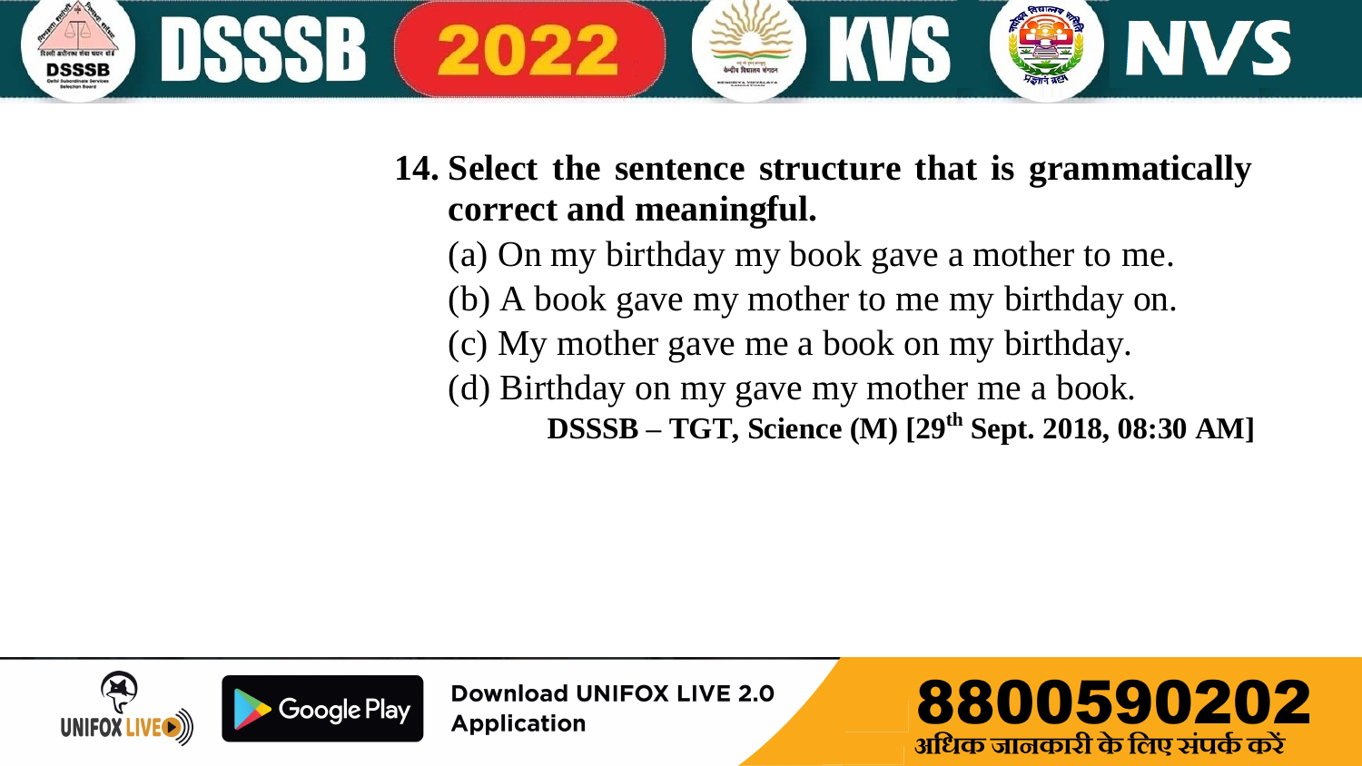**14. Select the sentence structure that is grammatically correct and meaningful.**

(a) On my birthday my book gave a mother to me.

(b) A book gave my mother to me my birthday on.

(c) My mother gave me a book on my birthday.

(d) Birthday on my gave my mother me a book.

**DSSSB – TGT, Science (M) [29th Sept. 2018, 08:30 AM]**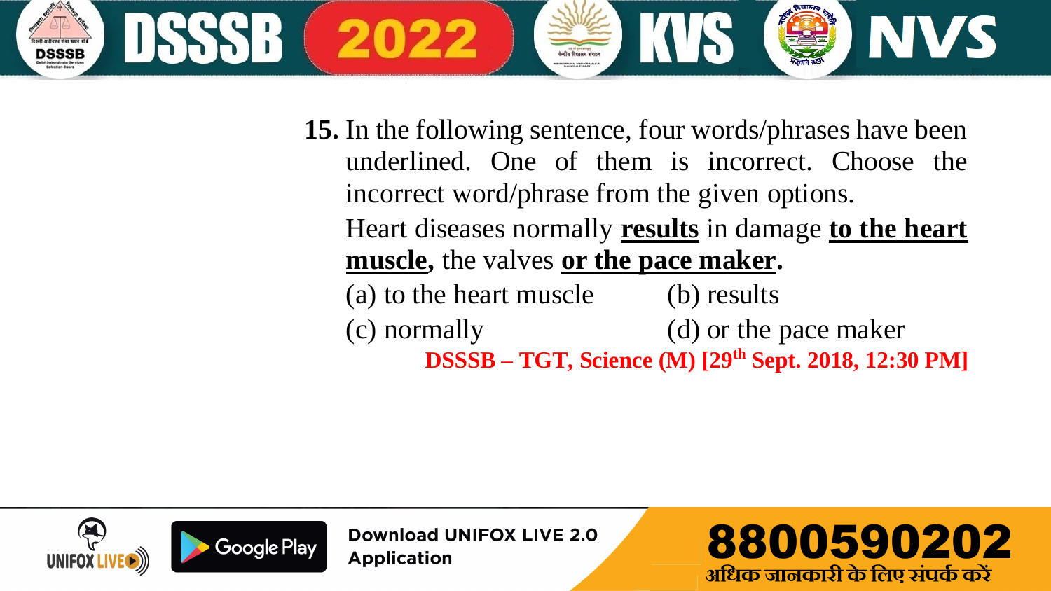**15.** In the following sentence, four words/phrases have been underlined. One of them is incorrect. Choose the incorrect word/phrase from the given options.

Heart diseases normally **<u>results</u>** in damage **<u>to the heart muscle</u>**, the valves **<u>or the pace maker</u>**.

(a) to the heart muscle
(b) results
(c) normally
(d) or the pace maker

**DSSSB – TGT, Science (M) [29th Sept. 2018, 12:30 PM]**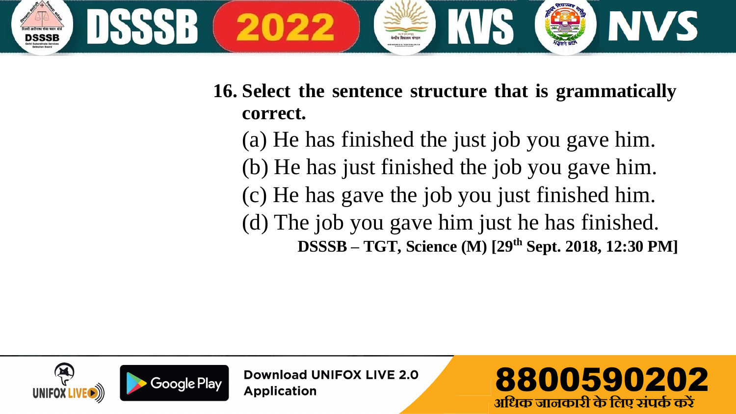**16. Select the sentence structure that is grammatically correct.**

(a) He has finished the just job you gave him.

(b) He has just finished the job you gave him.

(c) He has gave the job you just finished him.

(d) The job you gave him just he has finished.

**DSSSB – TGT, Science (M) [29th Sept. 2018, 12:30 PM]**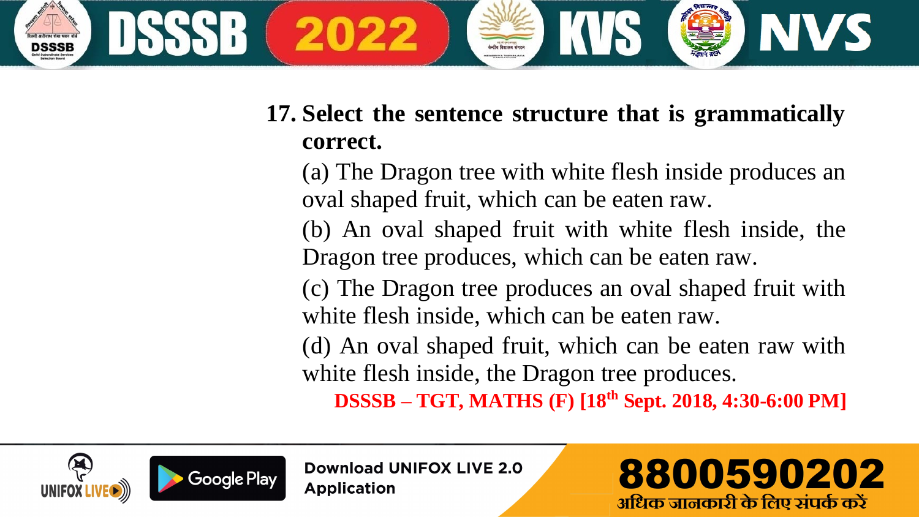**17. Select the sentence structure that is grammatically correct.**

(a) The Dragon tree with white flesh inside produces an oval shaped fruit, which can be eaten raw.

(b) An oval shaped fruit with white flesh inside, the Dragon tree produces, which can be eaten raw.

(c) The Dragon tree produces an oval shaped fruit with white flesh inside, which can be eaten raw.

(d) An oval shaped fruit, which can be eaten raw with white flesh inside, the Dragon tree produces.

**DSSSB – TGT, MATHS (F) [18th Sept. 2018, 4:30-6:00 PM]**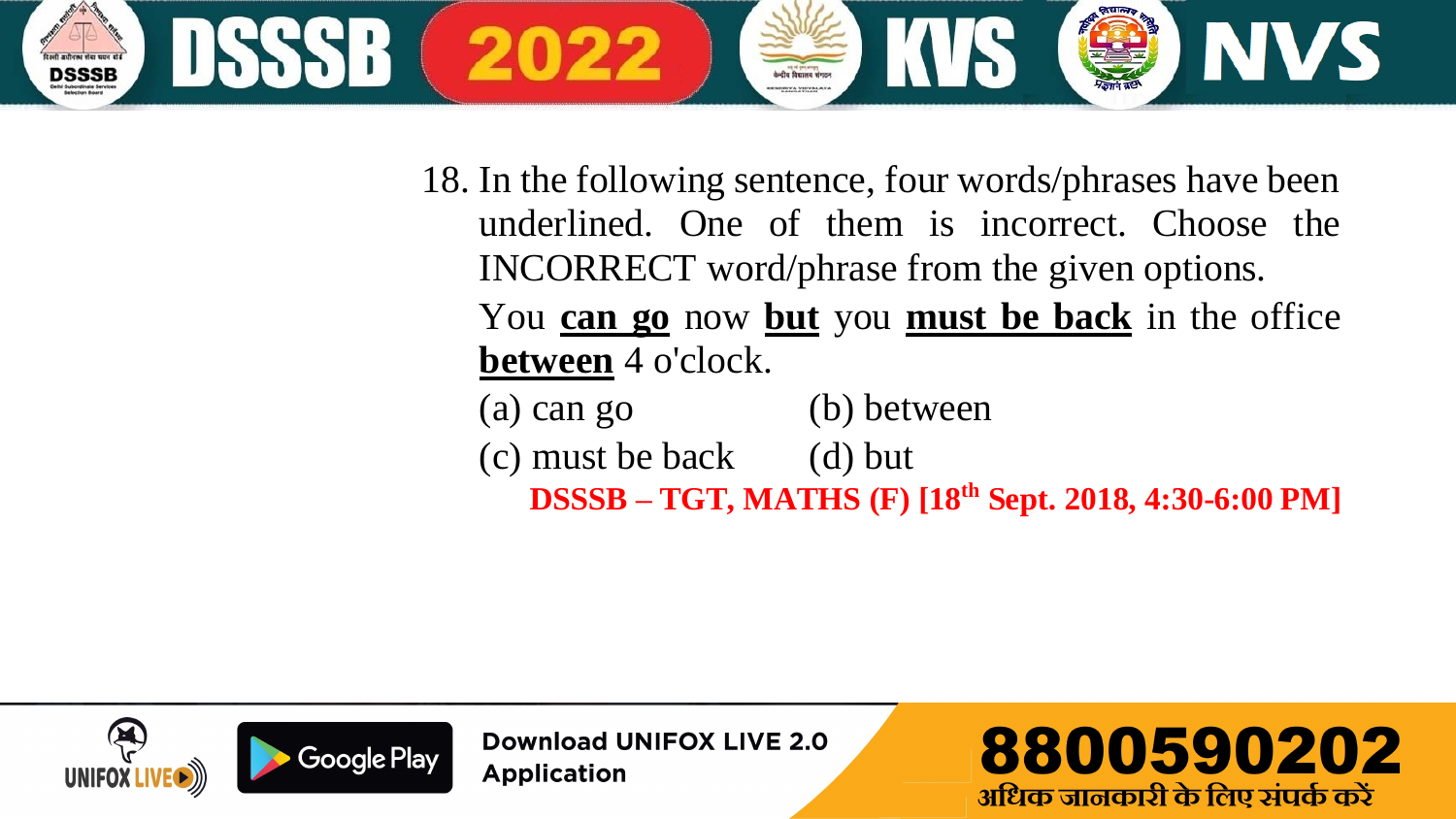18. In the following sentence, four words/phrases have been underlined. One of them is incorrect. Choose the INCORRECT word/phrase from the given options.

You **can go** now **but** you **must be back** in the office **between** 4 o'clock.

(a) can go (b) between

(c) must be back (d) but

**DSSSB – TGT, MATHS (F) [18th Sept. 2018, 4:30-6:00 PM]**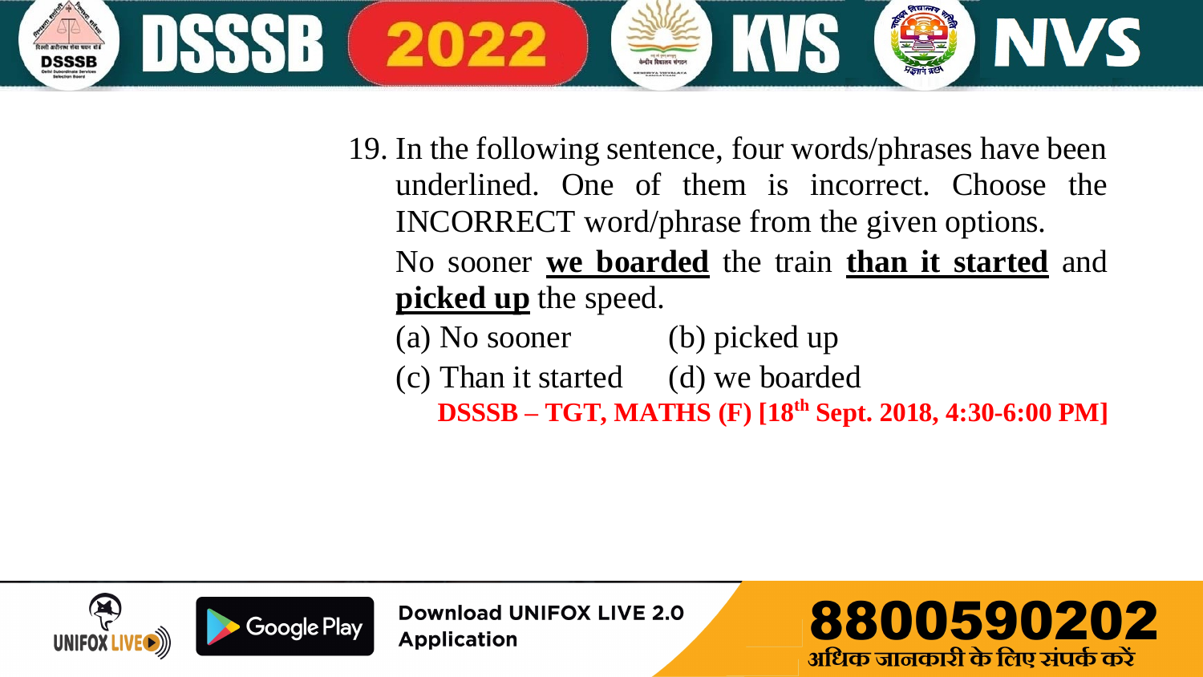19. In the following sentence, four words/phrases have been underlined. One of them is incorrect. Choose the INCORRECT word/phrase from the given options.

No sooner **we boarded** the train **than it started** and **picked up** the speed.

(a) No sooner (b) picked up

(c) Than it started (d) we boarded

**DSSSB – TGT, MATHS (F) [18th Sept. 2018, 4:30-6:00 PM]**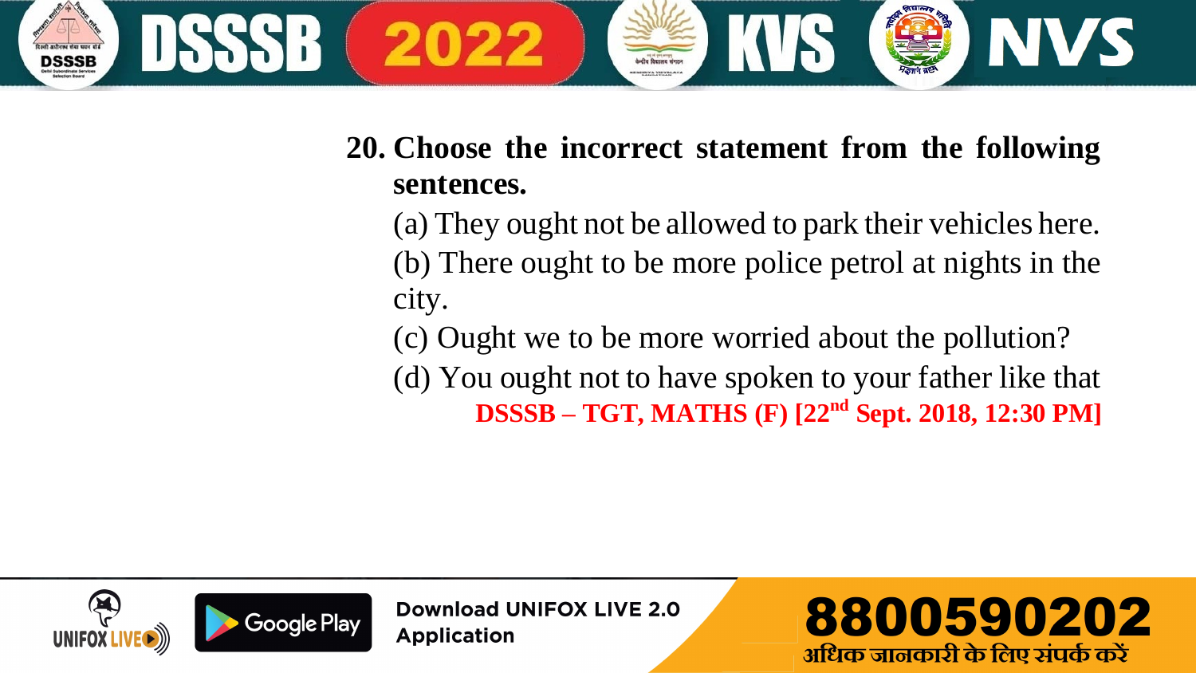**20. Choose the incorrect statement from the following sentences.**

(a) They ought not be allowed to park their vehicles here.

(b) There ought to be more police petrol at nights in the city.

(c) Ought we to be more worried about the pollution?

(d) You ought not to have spoken to your father like that

**DSSSB – TGT, MATHS (F) [22nd Sept. 2018, 12:30 PM]**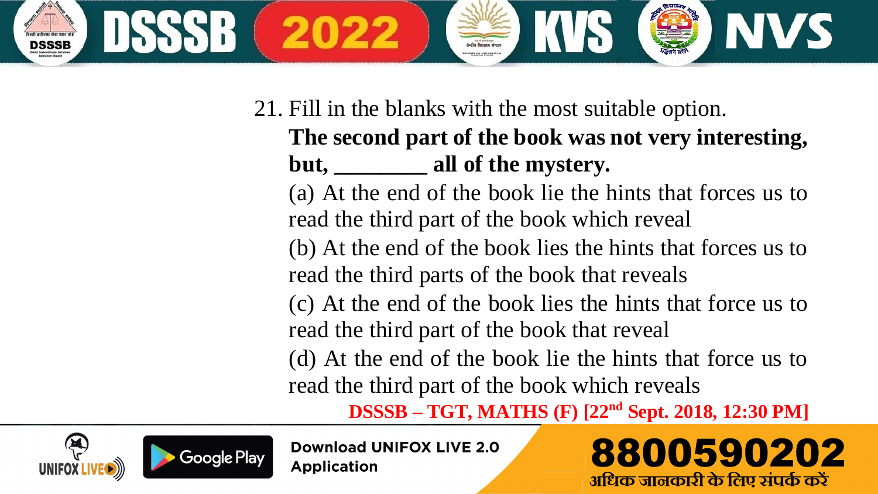21. Fill in the blanks with the most suitable option.

**The second part of the book was not very interesting, but, ________ all of the mystery.**

(a) At the end of the book lie the hints that forces us to read the third part of the book which reveal

(b) At the end of the book lies the hints that forces us to read the third parts of the book that reveals

(c) At the end of the book lies the hints that force us to read the third part of the book that reveal

(d) At the end of the book lie the hints that force us to read the third part of the book which reveals

**DSSSB – TGT, MATHS (F) [22nd Sept. 2018, 12:30 PM]**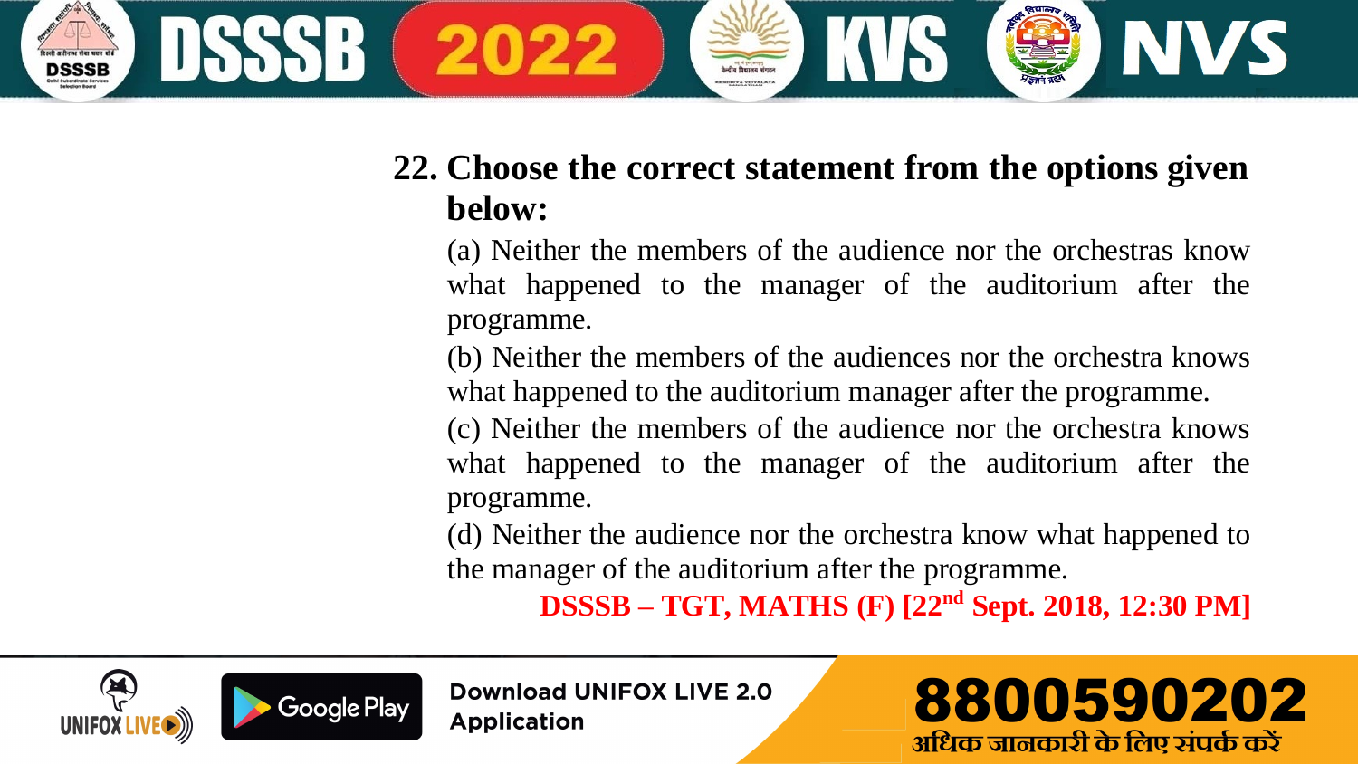**22. Choose the correct statement from the options given below:**

(a) Neither the members of the audience nor the orchestras know what happened to the manager of the auditorium after the programme.

(b) Neither the members of the audiences nor the orchestra knows what happened to the auditorium manager after the programme.

(c) Neither the members of the audience nor the orchestra knows what happened to the manager of the auditorium after the programme.

(d) Neither the audience nor the orchestra know what happened to the manager of the auditorium after the programme.

**DSSSB – TGT, MATHS (F) [22nd Sept. 2018, 12:30 PM]**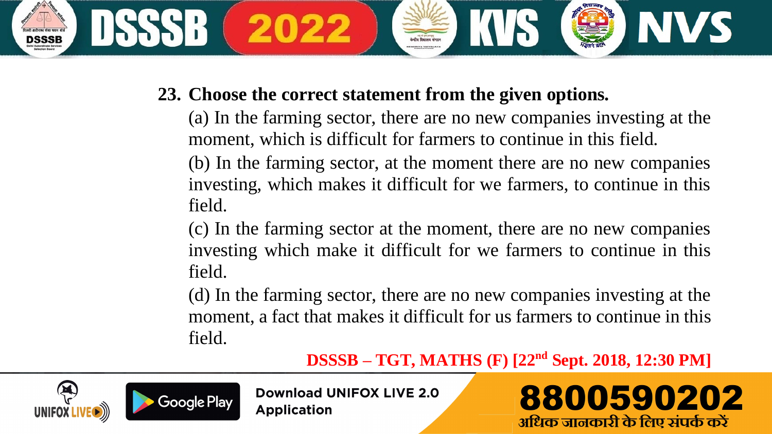**23. Choose the correct statement from the given options.**

(a) In the farming sector, there are no new companies investing at the moment, which is difficult for farmers to continue in this field.

(b) In the farming sector, at the moment there are no new companies investing, which makes it difficult for we farmers, to continue in this field.

(c) In the farming sector at the moment, there are no new companies investing which make it difficult for we farmers to continue in this field.

(d) In the farming sector, there are no new companies investing at the moment, a fact that makes it difficult for us farmers to continue in this field.

**DSSSB – TGT, MATHS (F) [22nd Sept. 2018, 12:30 PM]**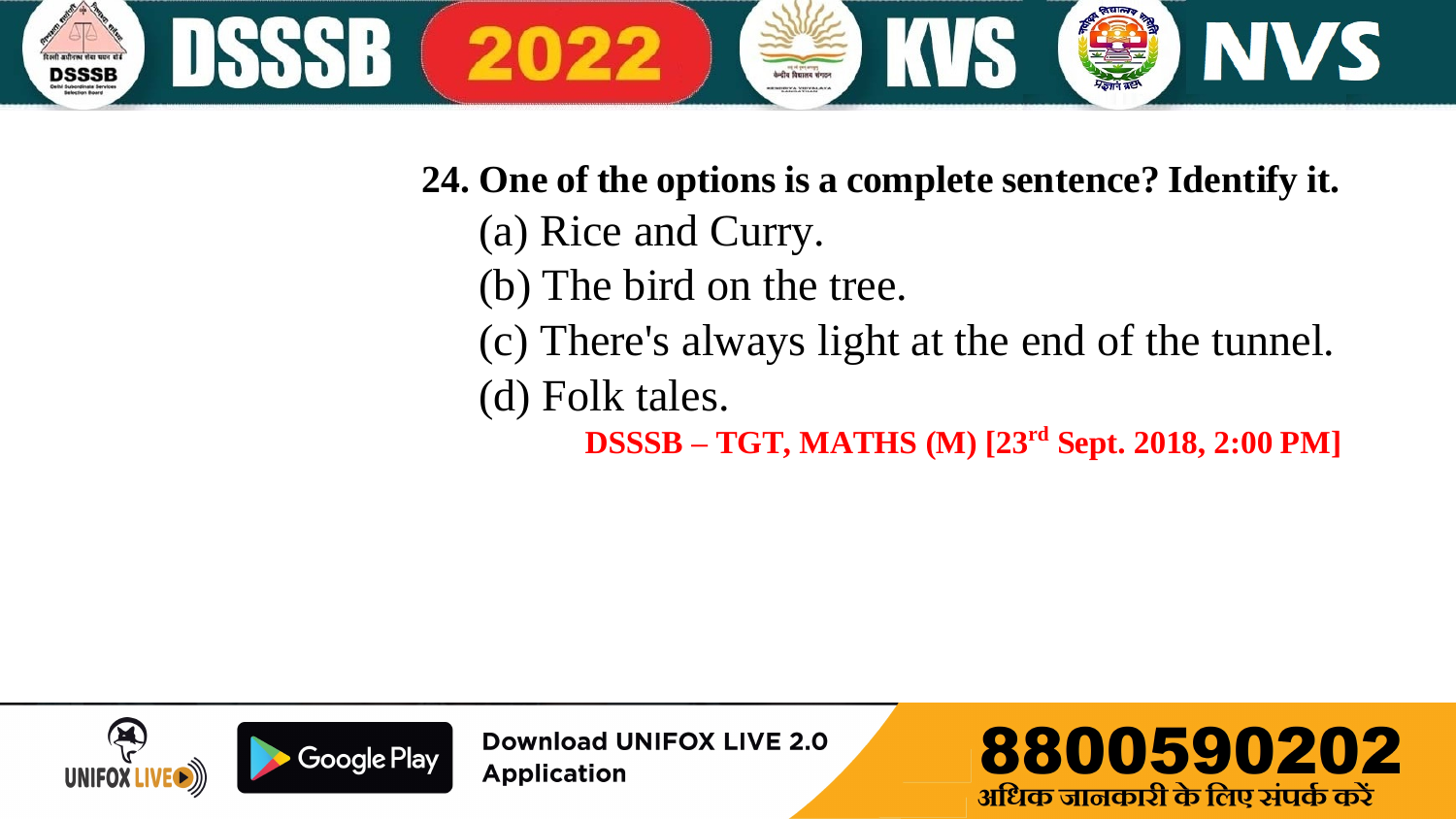**24. One of the options is a complete sentence? Identify it.**

(a) Rice and Curry.

(b) The bird on the tree.

(c) There's always light at the end of the tunnel.

(d) Folk tales.

**DSSSB – TGT, MATHS (M) [23rd Sept. 2018, 2:00 PM]**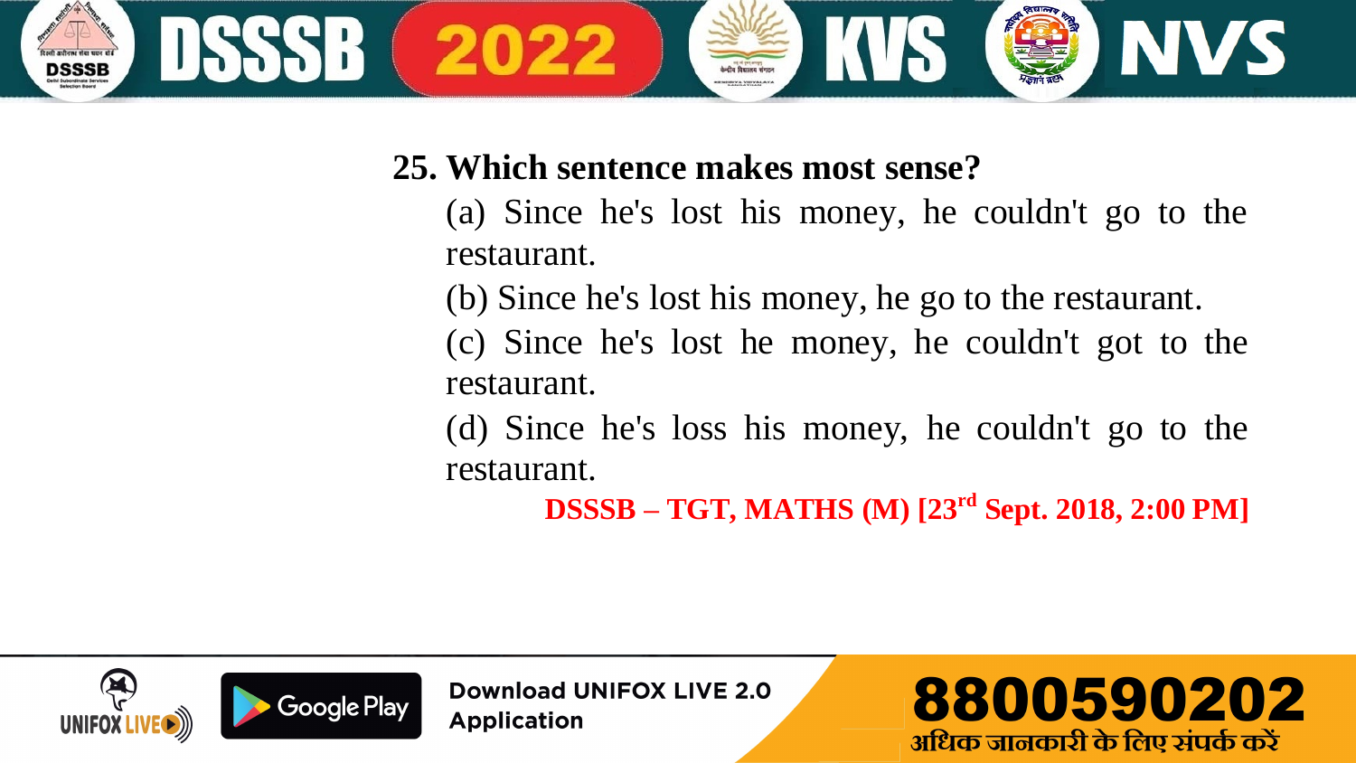**25. Which sentence makes most sense?**

(a) Since he's lost his money, he couldn't go to the restaurant.

(b) Since he's lost his money, he go to the restaurant.

(c) Since he's lost he money, he couldn't got to the restaurant.

(d) Since he's loss his money, he couldn't go to the restaurant.

**DSSSB – TGT, MATHS (M) [23rd Sept. 2018, 2:00 PM]**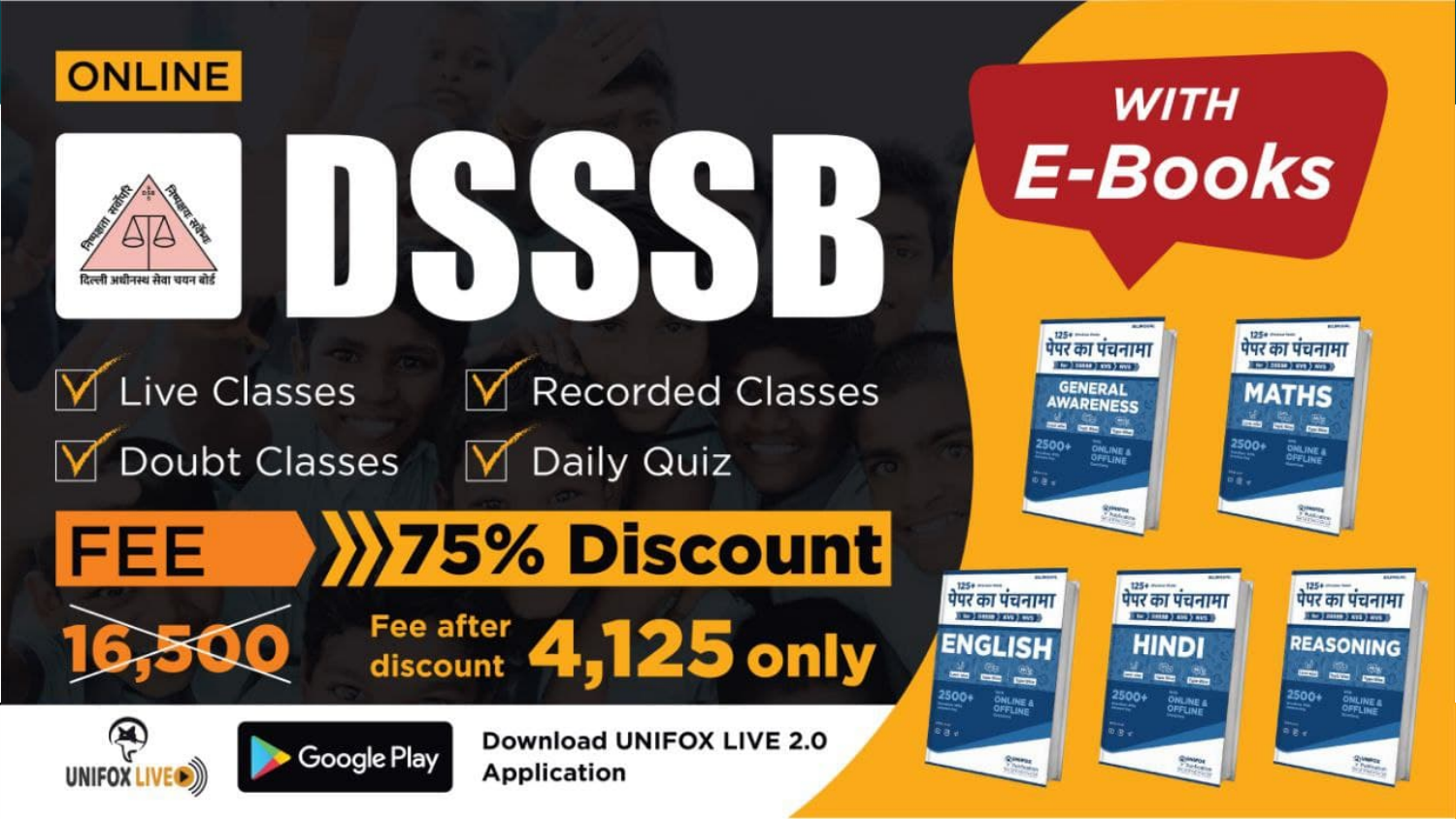ONLINE

दिल्ली अधीनस्थ सेवा चयन बोर्ड

# DSSSB

- Live Classes
- Recorded Classes
- Doubt Classes
- Daily Quiz

**FEE** 75% Discount

~~16,500~~ Fee after discount **4,125 only**

WITH E-Books

पेपर का पंचनामा — GENERAL AWARENESS

पेपर का पंचनामा — MATHS

पेपर का पंचनामा — ENGLISH

पेपर का पंचनामा — HINDI

पेपर का पंचनामा — REASONING

UNIFOX LIVE

Google Play

Download UNIFOX LIVE 2.0 Application